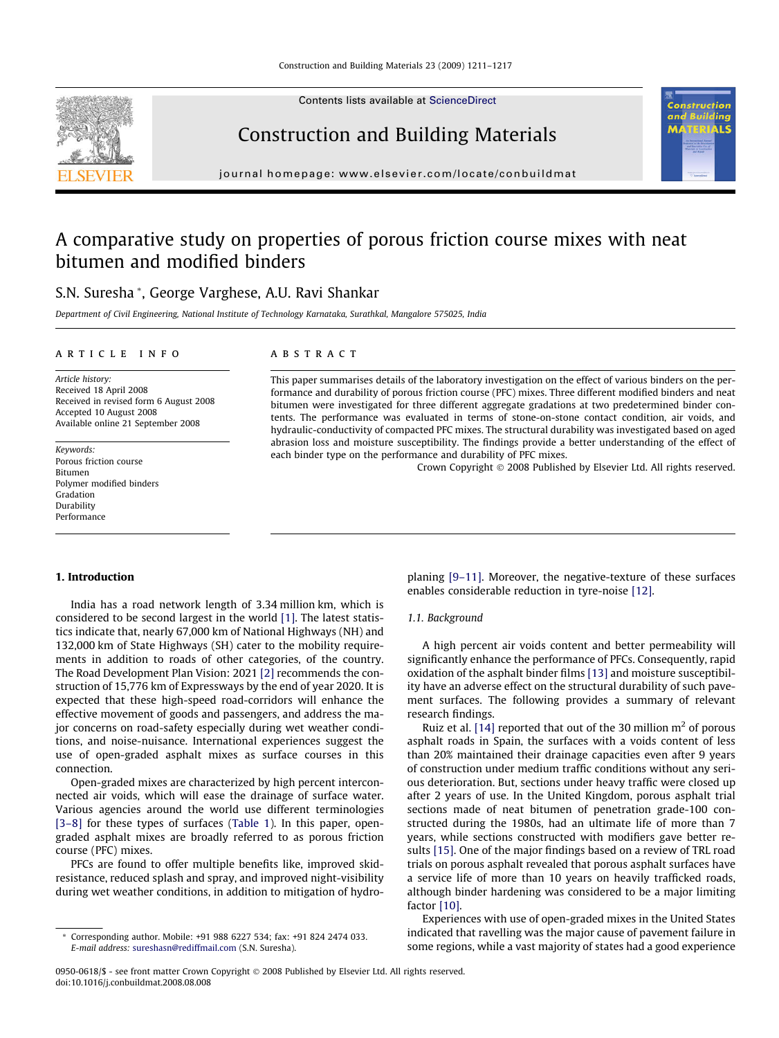Contents lists available at ScienceDirect

# Construction and Building Materials

journal homepage: www.elsevier.com/locate/conbuildmat

# A comparative study on properties of porous friction course mixes with neat bitumen and modified binders

S.N. Suresha *, George Varghese, A.U. Ravi Shankar

*Department of Civil Engineering, National Institute of Technology Karnataka, Surathkal, Mangalore 575025, India*

## ARTICLE INFO

*Article history:*
Received 18 April 2008
Received in revised form 6 August 2008
Accepted 10 August 2008
Available online 21 September 2008

*Keywords:*
Porous friction course
Bitumen
Polymer modified binders
Gradation
Durability
Performance

## ABSTRACT

This paper summarises details of the laboratory investigation on the effect of various binders on the performance and durability of porous friction course (PFC) mixes. Three different modified binders and neat bitumen were investigated for three different aggregate gradations at two predetermined binder contents. The performance was evaluated in terms of stone-on-stone contact condition, air voids, and hydraulic-conductivity of compacted PFC mixes. The structural durability was investigated based on aged abrasion loss and moisture susceptibility. The findings provide a better understanding of the effect of each binder type on the performance and durability of PFC mixes.

Crown Copyright © 2008 Published by Elsevier Ltd. All rights reserved.

## 1. Introduction

India has a road network length of 3.34 million km, which is considered to be second largest in the world [1]. The latest statistics indicate that, nearly 67,000 km of National Highways (NH) and 132,000 km of State Highways (SH) cater to the mobility requirements in addition to roads of other categories, of the country. The Road Development Plan Vision: 2021 [2] recommends the construction of 15,776 km of Expressways by the end of year 2020. It is expected that these high-speed road-corridors will enhance the effective movement of goods and passengers, and address the major concerns on road-safety especially during wet weather conditions, and noise-nuisance. International experiences suggest the use of open-graded asphalt mixes as surface courses in this connection.

Open-graded mixes are characterized by high percent interconnected air voids, which will ease the drainage of surface water. Various agencies around the world use different terminologies [3–8] for these types of surfaces (Table 1). In this paper, open-graded asphalt mixes are broadly referred to as porous friction course (PFC) mixes.

PFCs are found to offer multiple benefits like, improved skid-resistance, reduced splash and spray, and improved night-visibility during wet weather conditions, in addition to mitigation of hydroplaning [9–11]. Moreover, the negative-texture of these surfaces enables considerable reduction in tyre-noise [12].

### 1.1. Background

A high percent air voids content and better permeability will significantly enhance the performance of PFCs. Consequently, rapid oxidation of the asphalt binder films [13] and moisture susceptibility have an adverse effect on the structural durability of such pavement surfaces. The following provides a summary of relevant research findings.

Ruiz et al. [14] reported that out of the 30 million m$^2$ of porous asphalt roads in Spain, the surfaces with a voids content of less than 20% maintained their drainage capacities even after 9 years of construction under medium traffic conditions without any serious deterioration. But, sections under heavy traffic were closed up after 2 years of use. In the United Kingdom, porous asphalt trial sections made of neat bitumen of penetration grade-100 constructed during the 1980s, had an ultimate life of more than 7 years, while sections constructed with modifiers gave better results [15]. One of the major findings based on a review of TRL road trials on porous asphalt revealed that porous asphalt surfaces have a service life of more than 10 years on heavily trafficked roads, although binder hardening was considered to be a major limiting factor [10].

Experiences with use of open-graded mixes in the United States indicated that ravelling was the major cause of pavement failure in some regions, while a vast majority of states had a good experience

\* Corresponding author. Mobile: +91 988 6227 534; fax: +91 824 2474 033.
*E-mail address:* sureshasn@rediffmail.com (S.N. Suresha).

0950-0618/$ - see front matter Crown Copyright © 2008 Published by Elsevier Ltd. All rights reserved.
doi:10.1016/j.conbuildmat.2008.08.008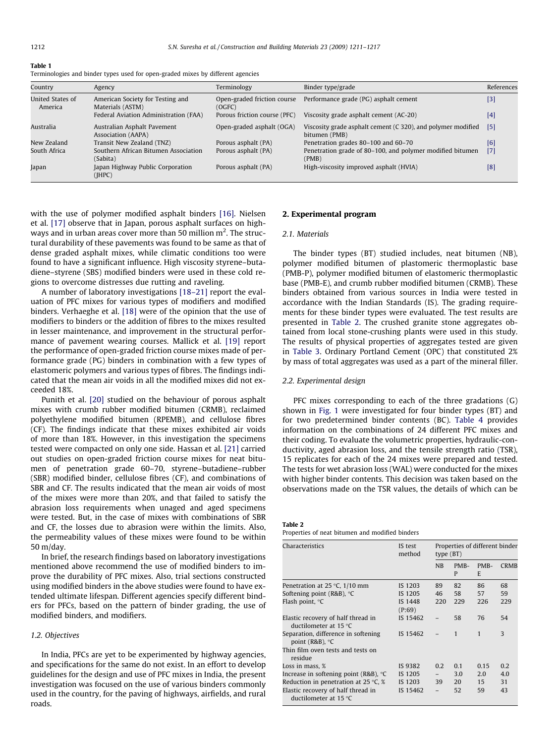**Table 1**
Terminologies and binder types used for open-graded mixes by different agencies

| Country | Agency | Terminology | Binder type/grade | References |
|---|---|---|---|---|
| United States of America | American Society for Testing and Materials (ASTM) | Open-graded friction course (OGFC) | Performance grade (PG) asphalt cement | [3] |
| | Federal Aviation Administration (FAA) | Porous friction course (PFC) | Viscosity grade asphalt cement (AC-20) | [4] |
| Australia | Australian Asphalt Pavement Association (AAPA) | Open-graded asphalt (OGA) | Viscosity grade asphalt cement (C 320), and polymer modified bitumen (PMB) | [5] |
| New Zealand | Transit New Zealand (TNZ) | Porous asphalt (PA) | Penetration grades 80–100 and 60–70 | [6] |
| South Africa | Southern African Bitumen Association (Sabita) | Porous asphalt (PA) | Penetration grade of 80–100, and polymer modified bitumen (PMB) | [7] |
| Japan | Japan Highway Public Corporation (JHPC) | Porous asphalt (PA) | High-viscosity improved asphalt (HVIA) | [8] |

with the use of polymer modified asphalt binders [16]. Nielsen et al. [17] observe that in Japan, porous asphalt surfaces on highways and in urban areas cover more than 50 million m$^2$. The structural durability of these pavements was found to be same as that of dense graded asphalt mixes, while climatic conditions too were found to have a significant influence. High viscosity styrene–butadiene–styrene (SBS) modified binders were used in these cold regions to overcome distresses due rutting and raveling.

A number of laboratory investigations [18–21] report the evaluation of PFC mixes for various types of modifiers and modified binders. Verhaeghe et al. [18] were of the opinion that the use of modifiers to binders or the addition of fibres to the mixes resulted in lesser maintenance, and improvement in the structural performance of pavement wearing courses. Mallick et al. [19] report the performance of open-graded friction course mixes made of performance grade (PG) binders in combination with a few types of elastomeric polymers and various types of fibres. The findings indicated that the mean air voids in all the modified mixes did not exceeded 18%.

Punith et al. [20] studied on the behaviour of porous asphalt mixes with crumb rubber modified bitumen (CRMB), reclaimed polyethylene modified bitumen (RPEMB), and cellulose fibres (CF). The findings indicate that these mixes exhibited air voids of more than 18%. However, in this investigation the specimens tested were compacted on only one side. Hassan et al. [21] carried out studies on open-graded friction course mixes for neat bitumen of penetration grade 60–70, styrene–butadiene–rubber (SBR) modified binder, cellulose fibres (CF), and combinations of SBR and CF. The results indicated that the mean air voids of most of the mixes were more than 20%, and that failed to satisfy the abrasion loss requirements when unaged and aged specimens were tested. But, in the case of mixes with combinations of SBR and CF, the losses due to abrasion were within the limits. Also, the permeability values of these mixes were found to be within 50 m/day.

In brief, the research findings based on laboratory investigations mentioned above recommend the use of modified binders to improve the durability of PFC mixes. Also, trial sections constructed using modified binders in the above studies were found to have extended ultimate lifespan. Different agencies specify different binders for PFCs, based on the pattern of binder grading, the use of modified binders, and modifiers.

### 1.2. Objectives

In India, PFCs are yet to be experimented by highway agencies, and specifications for the same do not exist. In an effort to develop guidelines for the design and use of PFC mixes in India, the present investigation was focused on the use of various binders commonly used in the country, for the paving of highways, airfields, and rural roads.

## 2. Experimental program

### 2.1. Materials

The binder types (BT) studied includes, neat bitumen (NB), polymer modified bitumen of plastomeric thermoplastic base (PMB-P), polymer modified bitumen of elastomeric thermoplastic base (PMB-E), and crumb rubber modified bitumen (CRMB). These binders obtained from various sources in India were tested in accordance with the Indian Standards (IS). The grading requirements for these binder types were evaluated. The test results are presented in Table 2. The crushed granite stone aggregates obtained from local stone-crushing plants were used in this study. The results of physical properties of aggregates tested are given in Table 3. Ordinary Portland Cement (OPC) that constituted 2% by mass of total aggregates was used as a part of the mineral filler.

### 2.2. Experimental design

PFC mixes corresponding to each of the three gradations (G) shown in Fig. 1 were investigated for four binder types (BT) and for two predetermined binder contents (BC). Table 4 provides information on the combinations of 24 different PFC mixes and their coding. To evaluate the volumetric properties, hydraulic-conductivity, aged abrasion loss, and the tensile strength ratio (TSR), 15 replicates for each of the 24 mixes were prepared and tested. The tests for wet abrasion loss (WAL) were conducted for the mixes with higher binder contents. This decision was taken based on the observations made on the TSR values, the details of which can be

**Table 2**
Properties of neat bitumen and modified binders

| Characteristics | IS test method | Properties of different binder type (BT) | | | |
|---|---|---|---|---|---|
| | | NB | PMB-P | PMB-E | CRMB |
| Penetration at 25 °C, 1/10 mm | IS 1203 | 89 | 82 | 86 | 68 |
| Softening point (R&B), °C | IS 1205 | 46 | 58 | 57 | 59 |
| Flash point, °C | IS 1448 (P:69) | 220 | 229 | 226 | 229 |
| Elastic recovery of half thread in ductilometer at 15 °C | IS 15462 | – | 58 | 76 | 54 |
| Separation, difference in softening point (R&B), °C | IS 15462 | – | 1 | 1 | 3 |
| Thin film oven tests and tests on residue | | | | | |
| Loss in mass, % | IS 9382 | 0.2 | 0.1 | 0.15 | 0.2 |
| Increase in softening point (R&B), °C | IS 1205 | – | 3.0 | 2.0 | 4.0 |
| Reduction in penetration at 25 °C, % | IS 1203 | 39 | 20 | 15 | 31 |
| Elastic recovery of half thread in ductilometer at 15 °C | IS 15462 | – | 52 | 59 | 43 |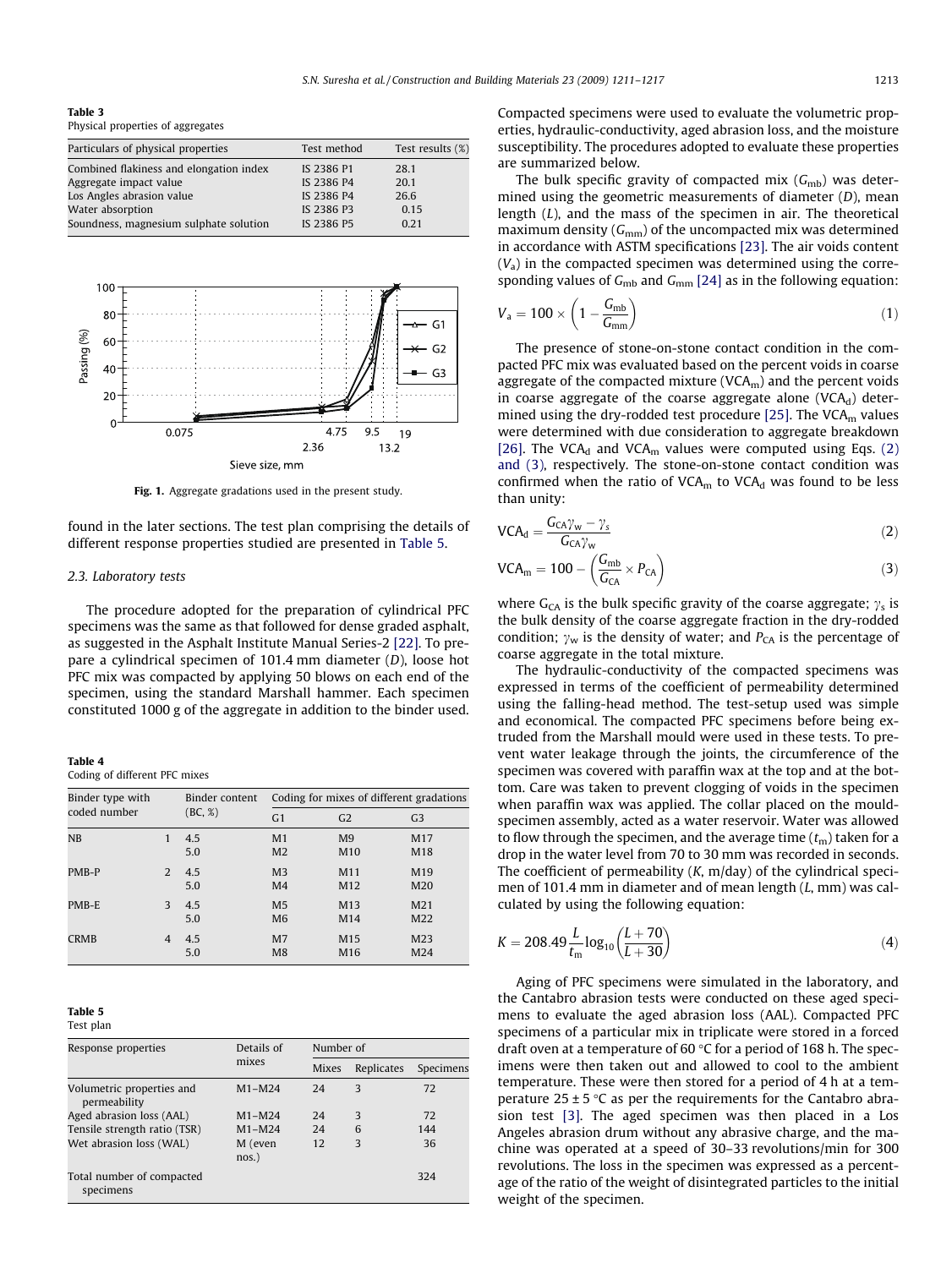**Table 3**
Physical properties of aggregates

| Particulars of physical properties | Test method | Test results (%) |
|---|---|---|
| Combined flakiness and elongation index | IS 2386 P1 | 28.1 |
| Aggregate impact value | IS 2386 P4 | 20.1 |
| Los Angles abrasion value | IS 2386 P4 | 26.6 |
| Water absorption | IS 2386 P3 | 0.15 |
| Soundness, magnesium sulphate solution | IS 2386 P5 | 0.21 |

Fig. 1. Aggregate gradations used in the present study.

found in the later sections. The test plan comprising the details of different response properties studied are presented in Table 5.

### 2.3. Laboratory tests

The procedure adopted for the preparation of cylindrical PFC specimens was the same as that followed for dense graded asphalt, as suggested in the Asphalt Institute Manual Series-2 [22]. To prepare a cylindrical specimen of 101.4 mm diameter ($D$), loose hot PFC mix was compacted by applying 50 blows on each end of the specimen, using the standard Marshall hammer. Each specimen constituted 1000 g of the aggregate in addition to the binder used.

**Table 4**
Coding of different PFC mixes

| Binder type with coded number | | Binder content (BC, %) | Coding for mixes of different gradations | | |
|---|---|---|---|---|---|
| | | | G1 | G2 | G3 |
| NB | 1 | 4.5 | M1 | M9 | M17 |
| | | 5.0 | M2 | M10 | M18 |
| PMB-P | 2 | 4.5 | M3 | M11 | M19 |
| | | 5.0 | M4 | M12 | M20 |
| PMB-E | 3 | 4.5 | M5 | M13 | M21 |
| | | 5.0 | M6 | M14 | M22 |
| CRMB | 4 | 4.5 | M7 | M15 | M23 |
| | | 5.0 | M8 | M16 | M24 |

**Table 5**
Test plan

| Response properties | Details of mixes | Number of | | |
|---|---|---|---|---|
| | | Mixes | Replicates | Specimens |
| Volumetric properties and permeability | M1–M24 | 24 | 3 | 72 |
| Aged abrasion loss (AAL) | M1–M24 | 24 | 3 | 72 |
| Tensile strength ratio (TSR) | M1–M24 | 24 | 6 | 144 |
| Wet abrasion loss (WAL) | M (even nos.) | 12 | 3 | 36 |
| Total number of compacted specimens | | | | 324 |

Compacted specimens were used to evaluate the volumetric properties, hydraulic-conductivity, aged abrasion loss, and the moisture susceptibility. The procedures adopted to evaluate these properties are summarized below.

The bulk specific gravity of compacted mix ($G_{mb}$) was determined using the geometric measurements of diameter ($D$), mean length ($L$), and the mass of the specimen in air. The theoretical maximum density ($G_{mm}$) of the uncompacted mix was determined in accordance with ASTM specifications [23]. The air voids content ($V_a$) in the compacted specimen was determined using the corresponding values of $G_{mb}$ and $G_{mm}$ [24] as in the following equation:

$$V_a = 100 \times \left(1 - \frac{G_{mb}}{G_{mm}}\right) \tag{1}$$

The presence of stone-on-stone contact condition in the compacted PFC mix was evaluated based on the percent voids in coarse aggregate of the compacted mixture ($VCA_m$) and the percent voids in coarse aggregate of the coarse aggregate alone ($VCA_d$) determined using the dry-rodded test procedure [25]. The $VCA_m$ values were determined with due consideration to aggregate breakdown [26]. The $VCA_d$ and $VCA_m$ values were computed using Eqs. (2) and (3), respectively. The stone-on-stone contact condition was confirmed when the ratio of $VCA_m$ to $VCA_d$ was found to be less than unity:

$$VCA_d = \frac{G_{CA}\gamma_w - \gamma_s}{G_{CA}\gamma_w} \tag{2}$$

$$VCA_m = 100 - \left(\frac{G_{mb}}{G_{CA}} \times P_{CA}\right) \tag{3}$$

where $G_{CA}$ is the bulk specific gravity of the coarse aggregate; $\gamma_s$ is the bulk density of the coarse aggregate fraction in the dry-rodded condition; $\gamma_w$ is the density of water; and $P_{CA}$ is the percentage of coarse aggregate in the total mixture.

The hydraulic-conductivity of the compacted specimens was expressed in terms of the coefficient of permeability determined using the falling-head method. The test-setup used was simple and economical. The compacted PFC specimens before being extruded from the Marshall mould were used in these tests. To prevent water leakage through the joints, the circumference of the specimen was covered with paraffin wax at the top and at the bottom. Care was taken to prevent clogging of voids in the specimen when paraffin wax was applied. The collar placed on the mould-specimen assembly, acted as a water reservoir. Water was allowed to flow through the specimen, and the average time ($t_m$) taken for a drop in the water level from 70 to 30 mm was recorded in seconds. The coefficient of permeability ($K$, m/day) of the cylindrical specimen of 101.4 mm in diameter and of mean length ($L$, mm) was calculated by using the following equation:

$$K = 208.49\frac{L}{t_m}\log_{10}\left(\frac{L+70}{L+30}\right) \tag{4}$$

Aging of PFC specimens were simulated in the laboratory, and the Cantabro abrasion tests were conducted on these aged specimens to evaluate the aged abrasion loss (AAL). Compacted PFC specimens of a particular mix in triplicate were stored in a forced draft oven at a temperature of 60 °C for a period of 168 h. The specimens were then taken out and allowed to cool to the ambient temperature. These were then stored for a period of 4 h at a temperature 25 ± 5 °C as per the requirements for the Cantabro abrasion test [3]. The aged specimen was then placed in a Los Angeles abrasion drum without any abrasive charge, and the machine was operated at a speed of 30–33 revolutions/min for 300 revolutions. The loss in the specimen was expressed as a percentage of the ratio of the weight of disintegrated particles to the initial weight of the specimen.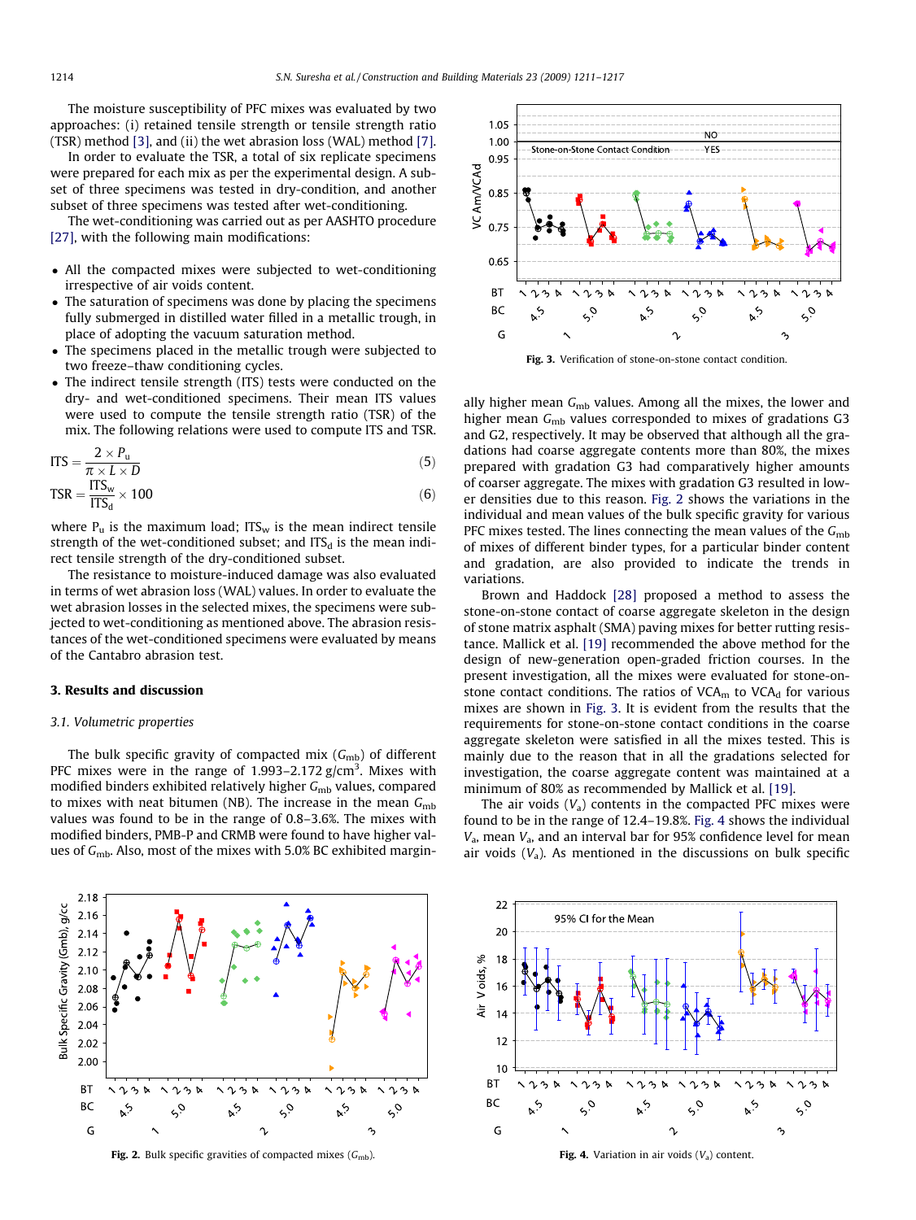The moisture susceptibility of PFC mixes was evaluated by two approaches: (i) retained tensile strength or tensile strength ratio (TSR) method [3], and (ii) the wet abrasion loss (WAL) method [7].

In order to evaluate the TSR, a total of six replicate specimens were prepared for each mix as per the experimental design. A subset of three specimens was tested in dry-condition, and another subset of three specimens was tested after wet-conditioning.

The wet-conditioning was carried out as per AASHTO procedure [27], with the following main modifications:

- All the compacted mixes were subjected to wet-conditioning irrespective of air voids content.
- The saturation of specimens was done by placing the specimens fully submerged in distilled water filled in a metallic trough, in place of adopting the vacuum saturation method.
- The specimens placed in the metallic trough were subjected to two freeze–thaw conditioning cycles.
- The indirect tensile strength (ITS) tests were conducted on the dry- and wet-conditioned specimens. Their mean ITS values were used to compute the tensile strength ratio (TSR) of the mix. The following relations were used to compute ITS and TSR.

$$\text{ITS} = \frac{2 \times P_u}{\pi \times L \times D} \tag{5}$$

$$\text{TSR} = \frac{\text{ITS}_w}{\text{ITS}_d} \times 100 \tag{6}$$

where $P_u$ is the maximum load; $\text{ITS}_w$ is the mean indirect tensile strength of the wet-conditioned subset; and $\text{ITS}_d$ is the mean indirect tensile strength of the dry-conditioned subset.

The resistance to moisture-induced damage was also evaluated in terms of wet abrasion loss (WAL) values. In order to evaluate the wet abrasion losses in the selected mixes, the specimens were subjected to wet-conditioning as mentioned above. The abrasion resistances of the wet-conditioned specimens were evaluated by means of the Cantabro abrasion test.

## 3. Results and discussion

### 3.1. Volumetric properties

The bulk specific gravity of compacted mix ($G_{mb}$) of different PFC mixes were in the range of 1.993–2.172 g/cm$^3$. Mixes with modified binders exhibited relatively higher $G_{mb}$ values, compared to mixes with neat bitumen (NB). The increase in the mean $G_{mb}$ values was found to be in the range of 0.8–3.6%. The mixes with modified binders, PMB-P and CRMB were found to have higher values of $G_{mb}$. Also, most of the mixes with 5.0% BC exhibited marginally higher mean $G_{mb}$ values. Among all the mixes, the lower and higher mean $G_{mb}$ values corresponded to mixes of gradations G3 and G2, respectively. It may be observed that although all the gradations had coarse aggregate contents more than 80%, the mixes prepared with gradation G3 had comparatively higher amounts of coarser aggregate. The mixes with gradation G3 resulted in lower densities due to this reason. Fig. 2 shows the variations in the individual and mean values of the bulk specific gravity for various PFC mixes tested. The lines connecting the mean values of the $G_{mb}$ of mixes of different binder types, for a particular binder content and gradation, are also provided to indicate the trends in variations.

Fig. 3. Verification of stone-on-stone contact condition.

Brown and Haddock [28] proposed a method to assess the stone-on-stone contact of coarse aggregate skeleton in the design of stone matrix asphalt (SMA) paving mixes for better rutting resistance. Mallick et al. [19] recommended the above method for the design of new-generation open-graded friction courses. In the present investigation, all the mixes were evaluated for stone-on-stone contact conditions. The ratios of $VCA_m$ to $VCA_d$ for various mixes are shown in Fig. 3. It is evident from the results that the requirements for stone-on-stone contact conditions in the coarse aggregate skeleton were satisfied in all the mixes tested. This is mainly due to the reason that in all the gradations selected for investigation, the coarse aggregate content was maintained at a minimum of 80% as recommended by Mallick et al. [19].

The air voids ($V_a$) contents in the compacted PFC mixes were found to be in the range of 12.4–19.8%. Fig. 4 shows the individual $V_a$, mean $V_a$, and an interval bar for 95% confidence level for mean air voids ($V_a$). As mentioned in the discussions on bulk specific

Fig. 2. Bulk specific gravities of compacted mixes ($G_{mb}$).

Fig. 4. Variation in air voids ($V_a$) content.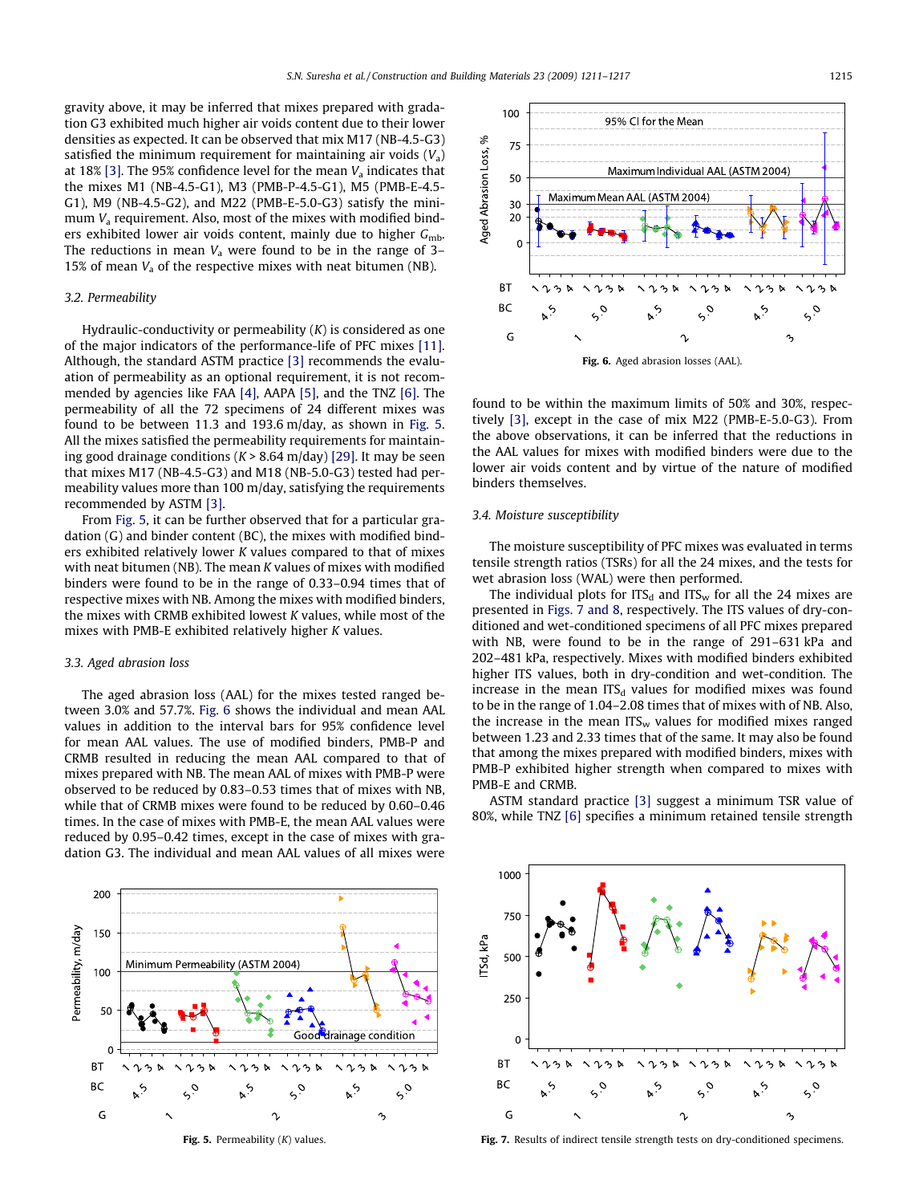gravity above, it may be inferred that mixes prepared with gradation G3 exhibited much higher air voids content due to their lower densities as expected. It can be observed that mix M17 (NB-4.5-G3) satisfied the minimum requirement for maintaining air voids ($V_a$) at 18% [3]. The 95% confidence level for the mean $V_a$ indicates that the mixes M1 (NB-4.5-G1), M3 (PMB-P-4.5-G1), M5 (PMB-E-4.5-G1), M9 (NB-4.5-G2), and M22 (PMB-E-5.0-G3) satisfy the minimum $V_a$ requirement. Also, most of the mixes with modified binders exhibited lower air voids content, mainly due to higher $G_{mb}$. The reductions in mean $V_a$ were found to be in the range of 3–15% of mean $V_a$ of the respective mixes with neat bitumen (NB).

### 3.2. Permeability

Hydraulic-conductivity or permeability ($K$) is considered as one of the major indicators of the performance-life of PFC mixes [11]. Although, the standard ASTM practice [3] recommends the evaluation of permeability as an optional requirement, it is not recommended by agencies like FAA [4], AAPA [5], and the TNZ [6]. The permeability of all the 72 specimens of 24 different mixes was found to be between 11.3 and 193.6 m/day, as shown in Fig. 5. All the mixes satisfied the permeability requirements for maintaining good drainage conditions ($K$ > 8.64 m/day) [29]. It may be seen that mixes M17 (NB-4.5-G3) and M18 (NB-5.0-G3) tested had permeability values more than 100 m/day, satisfying the requirements recommended by ASTM [3].

From Fig. 5, it can be further observed that for a particular gradation (G) and binder content (BC), the mixes with modified binders exhibited relatively lower $K$ values compared to that of mixes with neat bitumen (NB). The mean $K$ values of mixes with modified binders were found to be in the range of 0.33–0.94 times that of respective mixes with NB. Among the mixes with modified binders, the mixes with CRMB exhibited lowest $K$ values, while most of the mixes with PMB-E exhibited relatively higher $K$ values.

### 3.3. Aged abrasion loss

The aged abrasion loss (AAL) for the mixes tested ranged between 3.0% and 57.7%. Fig. 6 shows the individual and mean AAL values in addition to the interval bars for 95% confidence level for mean AAL values. The use of modified binders, PMB-P and CRMB resulted in reducing the mean AAL compared to that of mixes prepared with NB. The mean AAL of mixes with PMB-P were observed to be reduced by 0.83–0.53 times that of mixes with NB, while that of CRMB mixes were found to be reduced by 0.60–0.46 times. In the case of mixes with PMB-E, the mean AAL values were reduced by 0.95–0.42 times, except in the case of mixes with gradation G3. The individual and mean AAL values of all mixes were found to be within the maximum limits of 50% and 30%, respectively [3], except in the case of mix M22 (PMB-E-5.0-G3). From the above observations, it can be inferred that the reductions in the AAL values for mixes with modified binders were due to the lower air voids content and by virtue of the nature of modified binders themselves.

Fig. 5. Permeability ($K$) values.

Fig. 6. Aged abrasion losses (AAL).

### 3.4. Moisture susceptibility

The moisture susceptibility of PFC mixes was evaluated in terms tensile strength ratios (TSRs) for all the 24 mixes, and the tests for wet abrasion loss (WAL) were then performed.

The individual plots for $ITS_d$ and $ITS_w$ for all the 24 mixes are presented in Figs. 7 and 8, respectively. The ITS values of dry-conditioned and wet-conditioned specimens of all PFC mixes prepared with NB, were found to be in the range of 291–631 kPa and 202–481 kPa, respectively. Mixes with modified binders exhibited higher ITS values, both in dry-condition and wet-condition. The increase in the mean $ITS_d$ values for modified mixes was found to be in the range of 1.04–2.08 times that of mixes with of NB. Also, the increase in the mean $ITS_w$ values for modified mixes ranged between 1.23 and 2.33 times that of the same. It may also be found that among the mixes prepared with modified binders, mixes with PMB-P exhibited higher strength when compared to mixes with PMB-E and CRMB.

ASTM standard practice [3] suggest a minimum TSR value of 80%, while TNZ [6] specifies a minimum retained tensile strength

Fig. 7. Results of indirect tensile strength tests on dry-conditioned specimens.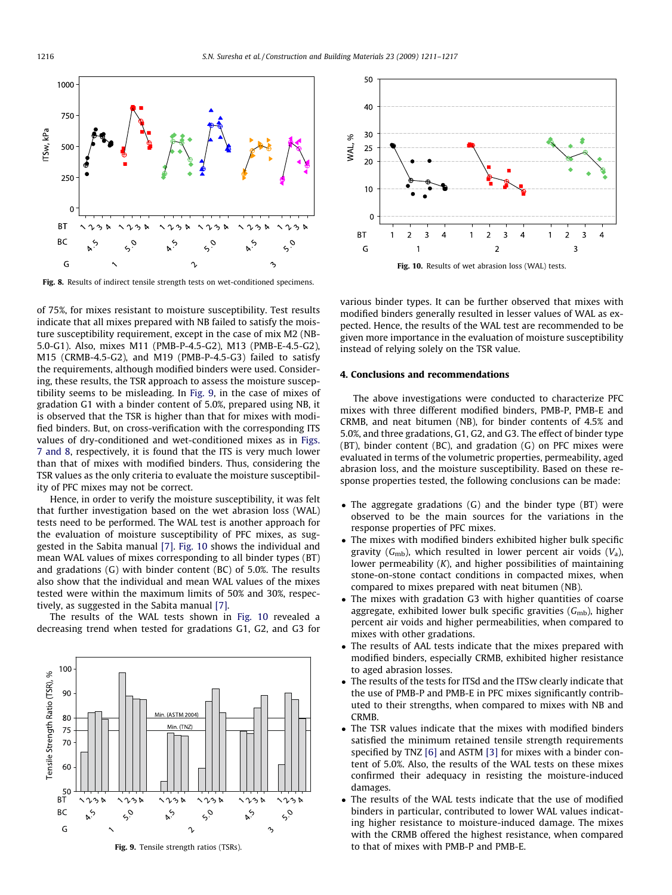Fig. 8. Results of indirect tensile strength tests on wet-conditioned specimens.

Fig. 10. Results of wet abrasion loss (WAL) tests.

of 75%, for mixes resistant to moisture susceptibility. Test results indicate that all mixes prepared with NB failed to satisfy the moisture susceptibility requirement, except in the case of mix M2 (NB-5.0-G1). Also, mixes M11 (PMB-P-4.5-G2), M13 (PMB-E-4.5-G2), M15 (CRMB-4.5-G2), and M19 (PMB-P-4.5-G3) failed to satisfy the requirements, although modified binders were used. Considering, these results, the TSR approach to assess the moisture susceptibility seems to be misleading. In Fig. 9, in the case of mixes of gradation G1 with a binder content of 5.0%, prepared using NB, it is observed that the TSR is higher than that for mixes with modified binders. But, on cross-verification with the corresponding ITS values of dry-conditioned and wet-conditioned mixes as in Figs. 7 and 8, respectively, it is found that the ITS is very much lower than that of mixes with modified binders. Thus, considering the TSR values as the only criteria to evaluate the moisture susceptibility of PFC mixes may not be correct.

Hence, in order to verify the moisture susceptibility, it was felt that further investigation based on the wet abrasion loss (WAL) tests need to be performed. The WAL test is another approach for the evaluation of moisture susceptibility of PFC mixes, as suggested in the Sabita manual [7]. Fig. 10 shows the individual and mean WAL values of mixes corresponding to all binder types (BT) and gradations (G) with binder content (BC) of 5.0%. The results also show that the individual and mean WAL values of the mixes tested were within the maximum limits of 50% and 30%, respectively, as suggested in the Sabita manual [7].

The results of the WAL tests shown in Fig. 10 revealed a decreasing trend when tested for gradations G1, G2, and G3 for various binder types. It can be further observed that mixes with modified binders generally resulted in lesser values of WAL as expected. Hence, the results of the WAL test are recommended to be given more importance in the evaluation of moisture susceptibility instead of relying solely on the TSR value.

Fig. 9. Tensile strength ratios (TSRs).

## 4. Conclusions and recommendations

The above investigations were conducted to characterize PFC mixes with three different modified binders, PMB-P, PMB-E and CRMB, and neat bitumen (NB), for binder contents of 4.5% and 5.0%, and three gradations, G1, G2, and G3. The effect of binder type (BT), binder content (BC), and gradation (G) on PFC mixes were evaluated in terms of the volumetric properties, permeability, aged abrasion loss, and the moisture susceptibility. Based on these response properties tested, the following conclusions can be made:

- The aggregate gradations (G) and the binder type (BT) were observed to be the main sources for the variations in the response properties of PFC mixes.
- The mixes with modified binders exhibited higher bulk specific gravity ($G_{mb}$), which resulted in lower percent air voids ($V_a$), lower permeability ($K$), and higher possibilities of maintaining stone-on-stone contact conditions in compacted mixes, when compared to mixes prepared with neat bitumen (NB).
- The mixes with gradation G3 with higher quantities of coarse aggregate, exhibited lower bulk specific gravities ($G_{mb}$), higher percent air voids and higher permeabilities, when compared to mixes with other gradations.
- The results of AAL tests indicate that the mixes prepared with modified binders, especially CRMB, exhibited higher resistance to aged abrasion losses.
- The results of the tests for ITSd and the ITSw clearly indicate that the use of PMB-P and PMB-E in PFC mixes significantly contributed to their strengths, when compared to mixes with NB and CRMB.
- The TSR values indicate that the mixes with modified binders satisfied the minimum retained tensile strength requirements specified by TNZ [6] and ASTM [3] for mixes with a binder content of 5.0%. Also, the results of the WAL tests on these mixes confirmed their adequacy in resisting the moisture-induced damages.
- The results of the WAL tests indicate that the use of modified binders in particular, contributed to lower WAL values indicating higher resistance to moisture-induced damage. The mixes with the CRMB offered the highest resistance, when compared to that of mixes with PMB-P and PMB-E.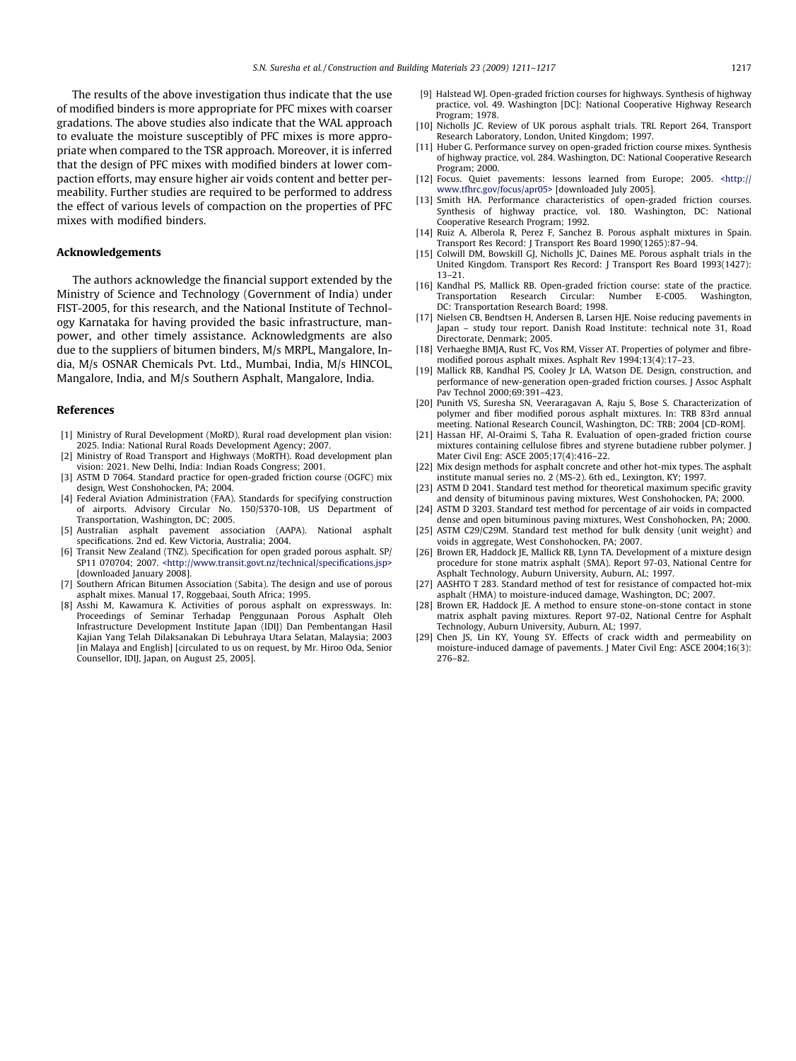The results of the above investigation thus indicate that the use of modified binders is more appropriate for PFC mixes with coarser gradations. The above studies also indicate that the WAL approach to evaluate the moisture susceptibly of PFC mixes is more appropriate when compared to the TSR approach. Moreover, it is inferred that the design of PFC mixes with modified binders at lower compaction efforts, may ensure higher air voids content and better permeability. Further studies are required to be performed to address the effect of various levels of compaction on the properties of PFC mixes with modified binders.

## Acknowledgements

The authors acknowledge the financial support extended by the Ministry of Science and Technology (Government of India) under FIST-2005, for this research, and the National Institute of Technology Karnataka for having provided the basic infrastructure, manpower, and other timely assistance. Acknowledgments are also due to the suppliers of bitumen binders, M/s MRPL, Mangalore, India, M/s OSNAR Chemicals Pvt. Ltd., Mumbai, India, M/s HINCOL, Mangalore, India, and M/s Southern Asphalt, Mangalore, India.

## References

[1] Ministry of Rural Development (MoRD). Rural road development plan vision: 2025. India: National Rural Roads Development Agency; 2007.

[2] Ministry of Road Transport and Highways (MoRTH). Road development plan vision: 2021. New Delhi, India: Indian Roads Congress; 2001.

[3] ASTM D 7064. Standard practice for open-graded friction course (OGFC) mix design, West Conshohocken, PA; 2004.

[4] Federal Aviation Administration (FAA). Standards for specifying construction of airports. Advisory Circular No. 150/5370-10B, US Department of Transportation, Washington, DC; 2005.

[5] Australian asphalt pavement association (AAPA). National asphalt specifications. 2nd ed. Kew Victoria, Australia; 2004.

[6] Transit New Zealand (TNZ). Specification for open graded porous asphalt. SP/SP11 070704; 2007. <http://www.transit.govt.nz/technical/specifications.jsp> [downloaded January 2008].

[7] Southern African Bitumen Association (Sabita). The design and use of porous asphalt mixes. Manual 17, Roggebaai, South Africa; 1995.

[8] Asshi M, Kawamura K. Activities of porous asphalt on expressways. In: Proceedings of Seminar Terhadap Penggunaan Porous Asphalt Oleh Infrastructure Development Institute Japan (IDIJ) Dan Pembentangan Hasil Kajian Yang Telah Dilaksanakan Di Lebuhraya Utara Selatan, Malaysia; 2003 [in Malaya and English] [circulated to us on request, by Mr. Hiroo Oda, Senior Counsellor, IDIJ, Japan, on August 25, 2005].

[9] Halstead WJ. Open-graded friction courses for highways. Synthesis of highway practice, vol. 49. Washington [DC]: National Cooperative Highway Research Program; 1978.

[10] Nicholls JC. Review of UK porous asphalt trials. TRL Report 264, Transport Research Laboratory, London, United Kingdom; 1997.

[11] Huber G. Performance survey on open-graded friction course mixes. Synthesis of highway practice, vol. 284. Washington, DC: National Cooperative Research Program; 2000.

[12] Focus. Quiet pavements: lessons learned from Europe; 2005. <http://www.tfhrc.gov/focus/apr05> [downloaded July 2005].

[13] Smith HA. Performance characteristics of open-graded friction courses. Synthesis of highway practice, vol. 180. Washington, DC: National Cooperative Research Program; 1992.

[14] Ruiz A, Alberola R, Perez F, Sanchez B. Porous asphalt mixtures in Spain. Transport Res Record: J Transport Res Board 1990(1265):87–94.

[15] Colwill DM, Bowskill GJ, Nicholls JC, Daines ME. Porous asphalt trials in the United Kingdom. Transport Res Record: J Transport Res Board 1993(1427): 13–21.

[16] Kandhal PS, Mallick RB. Open-graded friction course: state of the practice. Transportation Research Circular: Number E-C005. Washington, DC: Transportation Research Board; 1998.

[17] Nielsen CB, Bendtsen H, Andersen B, Larsen HJE. Noise reducing pavements in Japan – study tour report. Danish Road Institute: technical note 31, Road Directorate, Denmark; 2005.

[18] Verhaeghe BMJA, Rust FC, Vos RM, Visser AT. Properties of polymer and fibre-modified porous asphalt mixes. Asphalt Rev 1994;13(4):17–23.

[19] Mallick RB, Kandhal PS, Cooley Jr LA, Watson DE. Design, construction, and performance of new-generation open-graded friction courses. J Assoc Asphalt Pav Technol 2000;69:391–423.

[20] Punith VS, Suresha SN, Veeraragavan A, Raju S, Bose S. Characterization of polymer and fiber modified porous asphalt mixtures. In: TRB 83rd annual meeting. National Research Council, Washington, DC: TRB; 2004 [CD-ROM].

[21] Hassan HF, Al-Oraimi S, Taha R. Evaluation of open-graded friction course mixtures containing cellulose fibres and styrene butadiene rubber polymer. J Mater Civil Eng: ASCE 2005;17(4):416–22.

[22] Mix design methods for asphalt concrete and other hot-mix types. The asphalt institute manual series no. 2 (MS-2). 6th ed., Lexington, KY; 1997.

[23] ASTM D 2041. Standard test method for theoretical maximum specific gravity and density of bituminous paving mixtures, West Conshohocken, PA; 2000.

[24] ASTM D 3203. Standard test method for percentage of air voids in compacted dense and open bituminous paving mixtures, West Conshohocken, PA; 2000.

[25] ASTM C29/C29M. Standard test method for bulk density (unit weight) and voids in aggregate, West Conshohocken, PA; 2007.

[26] Brown ER, Haddock JE, Mallick RB, Lynn TA. Development of a mixture design procedure for stone matrix asphalt (SMA). Report 97-03, National Centre for Asphalt Technology, Auburn University, Auburn, AL; 1997.

[27] AASHTO T 283. Standard method of test for resistance of compacted hot-mix asphalt (HMA) to moisture-induced damage, Washington, DC; 2007.

[28] Brown ER, Haddock JE. A method to ensure stone-on-stone contact in stone matrix asphalt paving mixtures. Report 97-02, National Centre for Asphalt Technology, Auburn University, Auburn, AL; 1997.

[29] Chen JS, Lin KY, Young SY. Effects of crack width and permeability on moisture-induced damage of pavements. J Mater Civil Eng: ASCE 2004;16(3): 276–82.